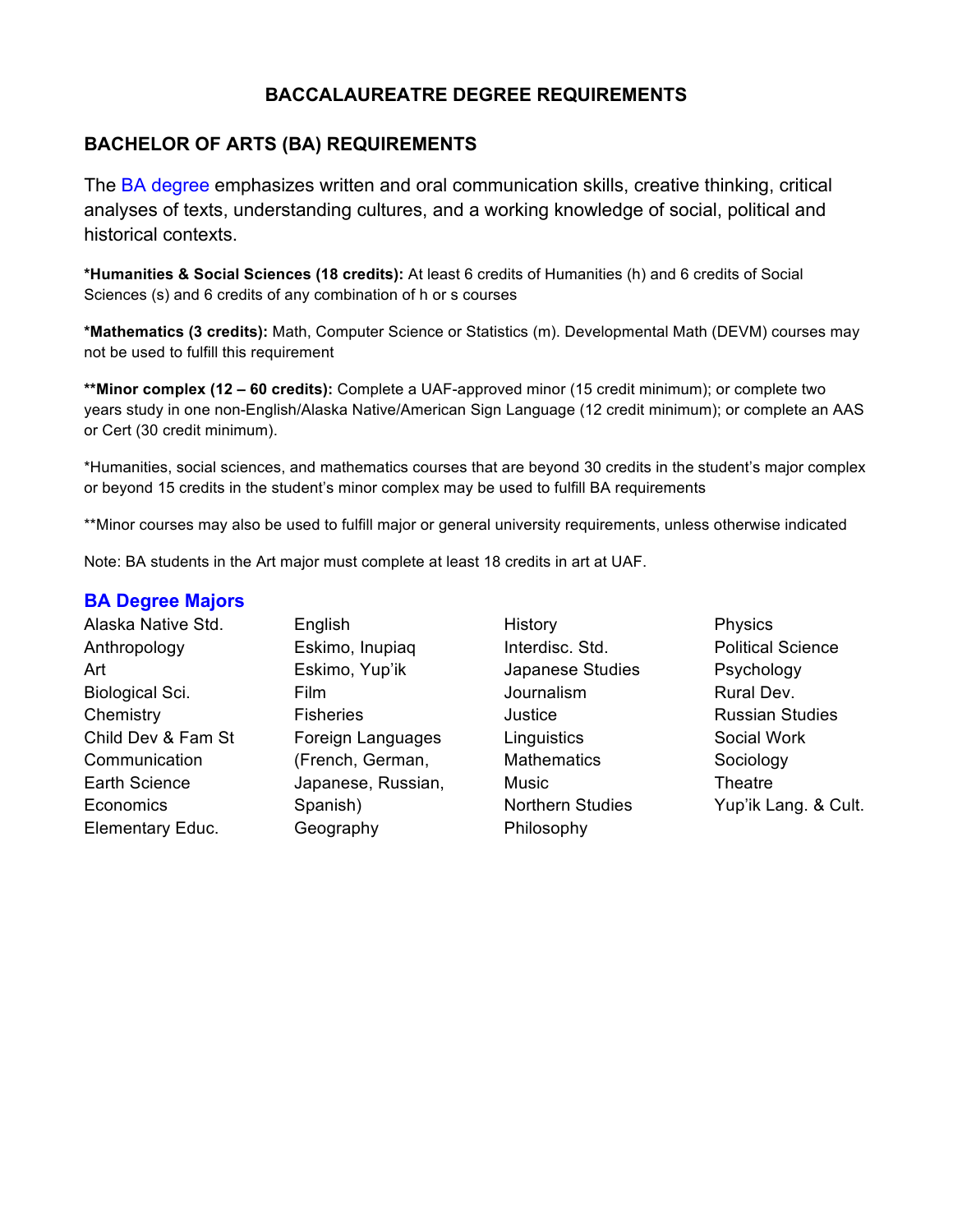# BACCALAUREATRE DEGREE REQUIREMENTS

## BACHELOR OF ARTS (BA) REQUIREMENTS

The BA degree emphasizes written and oral communication skills, creative thinking, critical analyses of texts, understanding cultures, and a working knowledge of social, political and historical contexts.

**\*Humanities & Social Sciences (18 credits):** At least 6 credits of Humanities (h) and 6 credits of Social Sciences (s) and 6 credits of any combination of h or s courses

**\*Mathematics (3 credits):** Math, Computer Science or Statistics (m). Developmental Math (DEVM) courses may not be used to fulfill this requirement

**\*\*Minor complex (12 – 60 credits):** Complete a UAF-approved minor (15 credit minimum); or complete two years study in one non-English/Alaska Native/American Sign Language (12 credit minimum); or complete an AAS or Cert (30 credit minimum).

\*Humanities, social sciences, and mathematics courses that are beyond 30 credits in the student's major complex or beyond 15 credits in the student's minor complex may be used to fulfill BA requirements

\*\*Minor courses may also be used to fulfill major or general university requirements, unless otherwise indicated

Note: BA students in the Art major must complete at least 18 credits in art at UAF.

### BA Degree Majors

- Alaska Native Std.
- Anthropology
- Art
- Biological Sci.
- Chemistry
- Child Dev & Fam St
- Communication
- Earth Science
- Economics
- Elementary Educ.
- English
- Eskimo, Inupiaq
- Eskimo, Yup'ik
- Film
- Fisheries
- Foreign Languages (French, German, Japanese, Russian, Spanish)
- Geography
- History
- Interdisc. Std.
- Japanese Studies
- Journalism
- Justice
- Linguistics
- Mathematics
- Music
- Northern Studies
- Philosophy
- Physics
- Political Science
- Psychology
- Rural Dev.
- Russian Studies
- Social Work
- Sociology
- Theatre
- Yup'ik Lang. & Cult.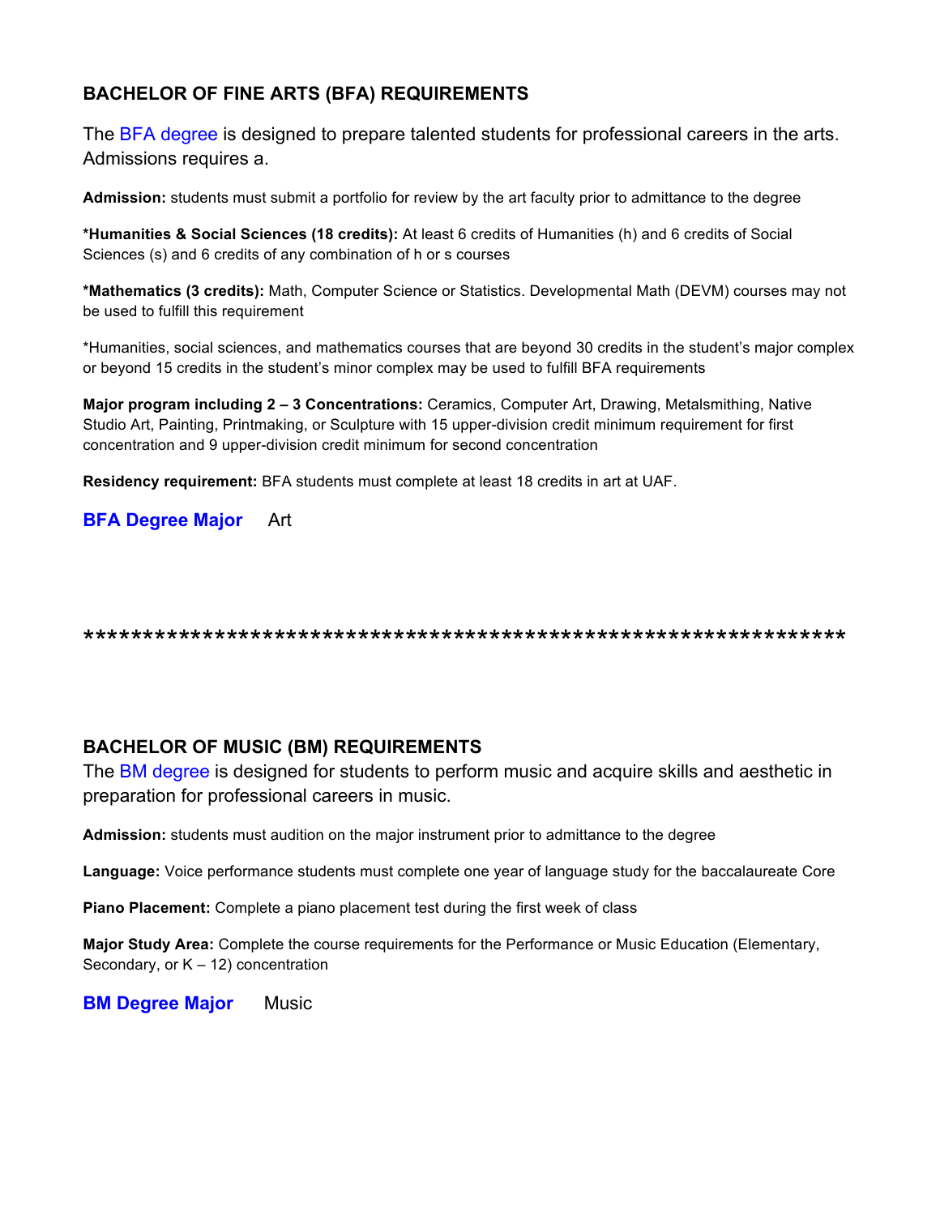## BACHELOR OF FINE ARTS (BFA) REQUIREMENTS

The BFA degree is designed to prepare talented students for professional careers in the arts. Admissions requires a.

**Admission:** students must submit a portfolio for review by the art faculty prior to admittance to the degree

***Humanities & Social Sciences (18 credits):** At least 6 credits of Humanities (h) and 6 credits of Social Sciences (s) and 6 credits of any combination of h or s courses

***Mathematics (3 credits):** Math, Computer Science or Statistics. Developmental Math (DEVM) courses may not be used to fulfill this requirement

*Humanities, social sciences, and mathematics courses that are beyond 30 credits in the student's major complex or beyond 15 credits in the student's minor complex may be used to fulfill BFA requirements

**Major program including 2 – 3 Concentrations:** Ceramics, Computer Art, Drawing, Metalsmithing, Native Studio Art, Painting, Printmaking, or Sculpture with 15 upper-division credit minimum requirement for first concentration and 9 upper-division credit minimum for second concentration

**Residency requirement:** BFA students must complete at least 18 credits in art at UAF.

**BFA Degree Major** Art

*************************************************************

## BACHELOR OF MUSIC (BM) REQUIREMENTS

The BM degree is designed for students to perform music and acquire skills and aesthetic in preparation for professional careers in music.

**Admission:** students must audition on the major instrument prior to admittance to the degree

**Language:** Voice performance students must complete one year of language study for the baccalaureate Core

**Piano Placement:** Complete a piano placement test during the first week of class

**Major Study Area:** Complete the course requirements for the Performance or Music Education (Elementary, Secondary, or K – 12) concentration

**BM Degree Major** Music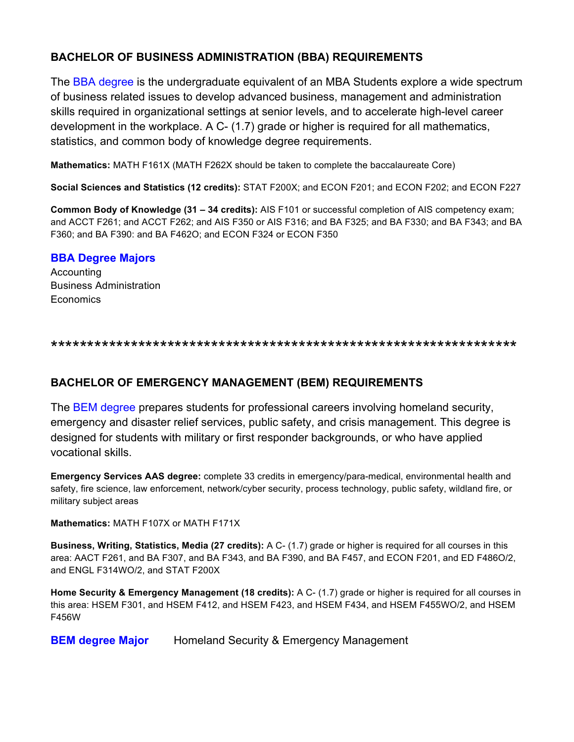## BACHELOR OF BUSINESS ADMINISTRATION (BBA) REQUIREMENTS

The BBA degree is the undergraduate equivalent of an MBA Students explore a wide spectrum of business related issues to develop advanced business, management and administration skills required in organizational settings at senior levels, and to accelerate high-level career development in the workplace. A C- (1.7) grade or higher is required for all mathematics, statistics, and common body of knowledge degree requirements.

**Mathematics:** MATH F161X (MATH F262X should be taken to complete the baccalaureate Core)

**Social Sciences and Statistics (12 credits):** STAT F200X; and ECON F201; and ECON F202; and ECON F227

**Common Body of Knowledge (31 – 34 credits):** AIS F101 or successful completion of AIS competency exam; and ACCT F261; and ACCT F262; and AIS F350 or AIS F316; and BA F325; and BA F330; and BA F343; and BA F360; and BA F390: and BA F462O; and ECON F324 or ECON F350

### BBA Degree Majors

Accounting
Business Administration
Economics

*************************************************************

## BACHELOR OF EMERGENCY MANAGEMENT (BEM) REQUIREMENTS

The BEM degree prepares students for professional careers involving homeland security, emergency and disaster relief services, public safety, and crisis management. This degree is designed for students with military or first responder backgrounds, or who have applied vocational skills.

**Emergency Services AAS degree:** complete 33 credits in emergency/para-medical, environmental health and safety, fire science, law enforcement, network/cyber security, process technology, public safety, wildland fire, or military subject areas

**Mathematics:** MATH F107X or MATH F171X

**Business, Writing, Statistics, Media (27 credits):** A C- (1.7) grade or higher is required for all courses in this area: AACT F261, and BA F307, and BA F343, and BA F390, and BA F457, and ECON F201, and ED F486O/2, and ENGL F314WO/2, and STAT F200X

**Home Security & Emergency Management (18 credits):** A C- (1.7) grade or higher is required for all courses in this area: HSEM F301, and HSEM F412, and HSEM F423, and HSEM F434, and HSEM F455WO/2, and HSEM F456W

**BEM degree Major** Homeland Security & Emergency Management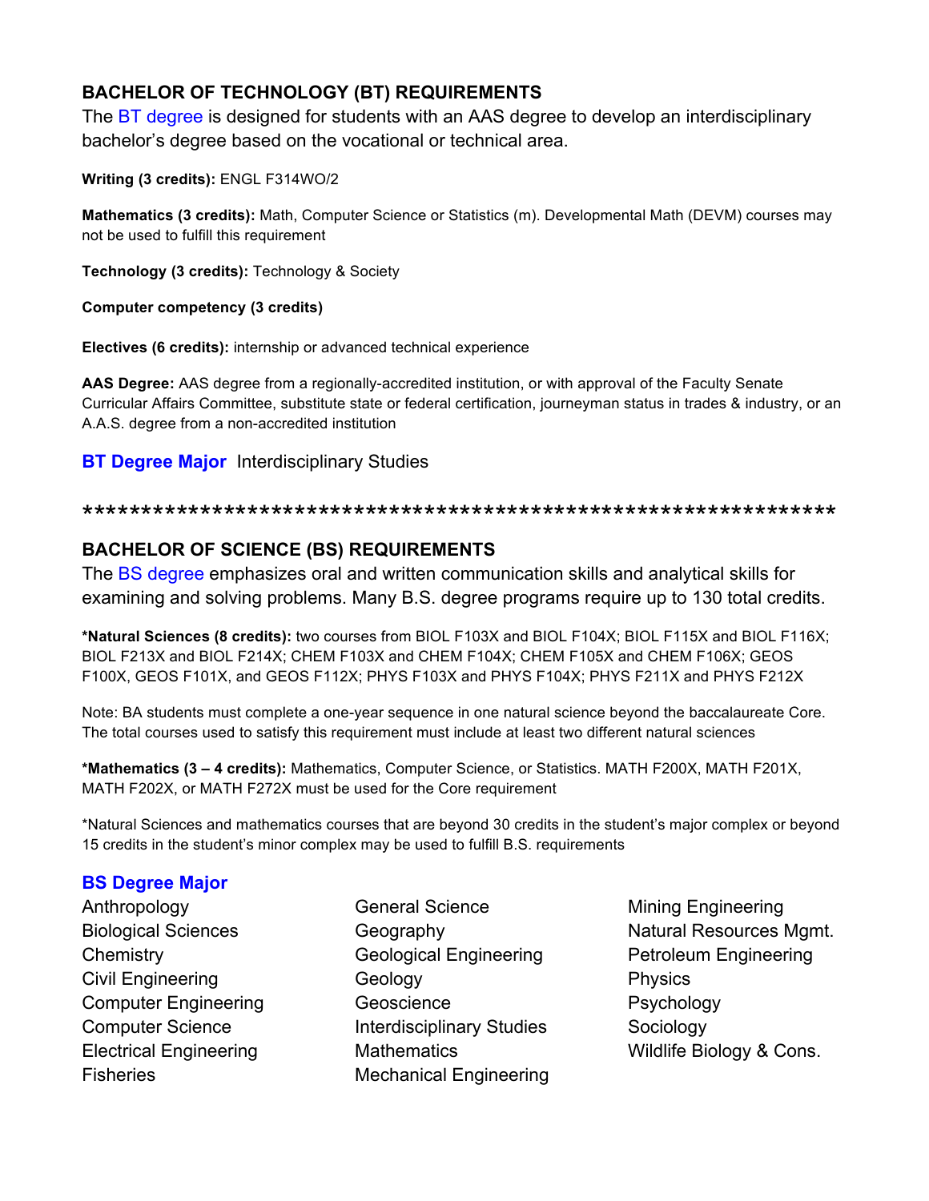## BACHELOR OF TECHNOLOGY (BT) REQUIREMENTS

The BT degree is designed for students with an AAS degree to develop an interdisciplinary bachelor's degree based on the vocational or technical area.

**Writing (3 credits):** ENGL F314WO/2

**Mathematics (3 credits):** Math, Computer Science or Statistics (m). Developmental Math (DEVM) courses may not be used to fulfill this requirement

**Technology (3 credits):** Technology & Society

**Computer competency (3 credits)**

**Electives (6 credits):** internship or advanced technical experience

**AAS Degree:** AAS degree from a regionally-accredited institution, or with approval of the Faculty Senate Curricular Affairs Committee, substitute state or federal certification, journeyman status in trades & industry, or an A.A.S. degree from a non-accredited institution

**BT Degree Major** Interdisciplinary Studies

*************************************************************

## BACHELOR OF SCIENCE (BS) REQUIREMENTS

The BS degree emphasizes oral and written communication skills and analytical skills for examining and solving problems. Many B.S. degree programs require up to 130 total credits.

***Natural Sciences (8 credits):** two courses from BIOL F103X and BIOL F104X; BIOL F115X and BIOL F116X; BIOL F213X and BIOL F214X; CHEM F103X and CHEM F104X; CHEM F105X and CHEM F106X; GEOS F100X, GEOS F101X, and GEOS F112X; PHYS F103X and PHYS F104X; PHYS F211X and PHYS F212X

Note: BA students must complete a one-year sequence in one natural science beyond the baccalaureate Core. The total courses used to satisfy this requirement must include at least two different natural sciences

***Mathematics (3 – 4 credits):** Mathematics, Computer Science, or Statistics. MATH F200X, MATH F201X, MATH F202X, or MATH F272X must be used for the Core requirement

*Natural Sciences and mathematics courses that are beyond 30 credits in the student's major complex or beyond 15 credits in the student's minor complex may be used to fulfill B.S. requirements

**BS Degree Major**

- Anthropology
- Biological Sciences
- Chemistry
- Civil Engineering
- Computer Engineering
- Computer Science
- Electrical Engineering
- Fisheries
- General Science
- Geography
- Geological Engineering
- Geology
- Geoscience
- Interdisciplinary Studies
- Mathematics
- Mechanical Engineering
- Mining Engineering
- Natural Resources Mgmt.
- Petroleum Engineering
- Physics
- Psychology
- Sociology
- Wildlife Biology & Cons.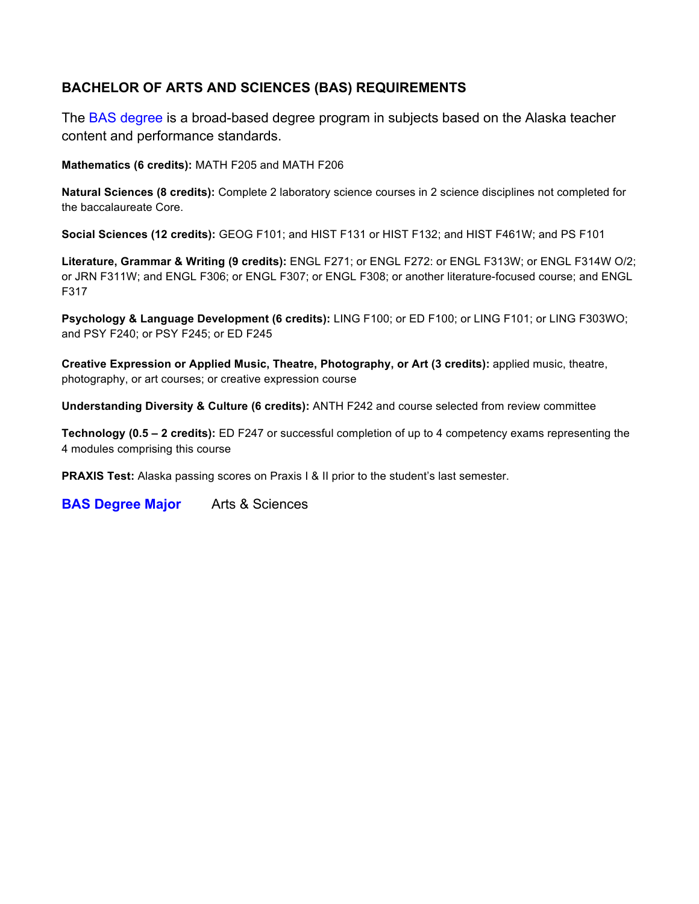## BACHELOR OF ARTS AND SCIENCES (BAS) REQUIREMENTS

The BAS degree is a broad-based degree program in subjects based on the Alaska teacher content and performance standards.

**Mathematics (6 credits):** MATH F205 and MATH F206

**Natural Sciences (8 credits):** Complete 2 laboratory science courses in 2 science disciplines not completed for the baccalaureate Core.

**Social Sciences (12 credits):** GEOG F101; and HIST F131 or HIST F132; and HIST F461W; and PS F101

**Literature, Grammar & Writing (9 credits):** ENGL F271; or ENGL F272: or ENGL F313W; or ENGL F314W O/2; or JRN F311W; and ENGL F306; or ENGL F307; or ENGL F308; or another literature-focused course; and ENGL F317

**Psychology & Language Development (6 credits):** LING F100; or ED F100; or LING F101; or LING F303WO; and PSY F240; or PSY F245; or ED F245

**Creative Expression or Applied Music, Theatre, Photography, or Art (3 credits):** applied music, theatre, photography, or art courses; or creative expression course

**Understanding Diversity & Culture (6 credits):** ANTH F242 and course selected from review committee

**Technology (0.5 – 2 credits):** ED F247 or successful completion of up to 4 competency exams representing the 4 modules comprising this course

**PRAXIS Test:** Alaska passing scores on Praxis I & II prior to the student's last semester.

**BAS Degree Major** Arts & Sciences